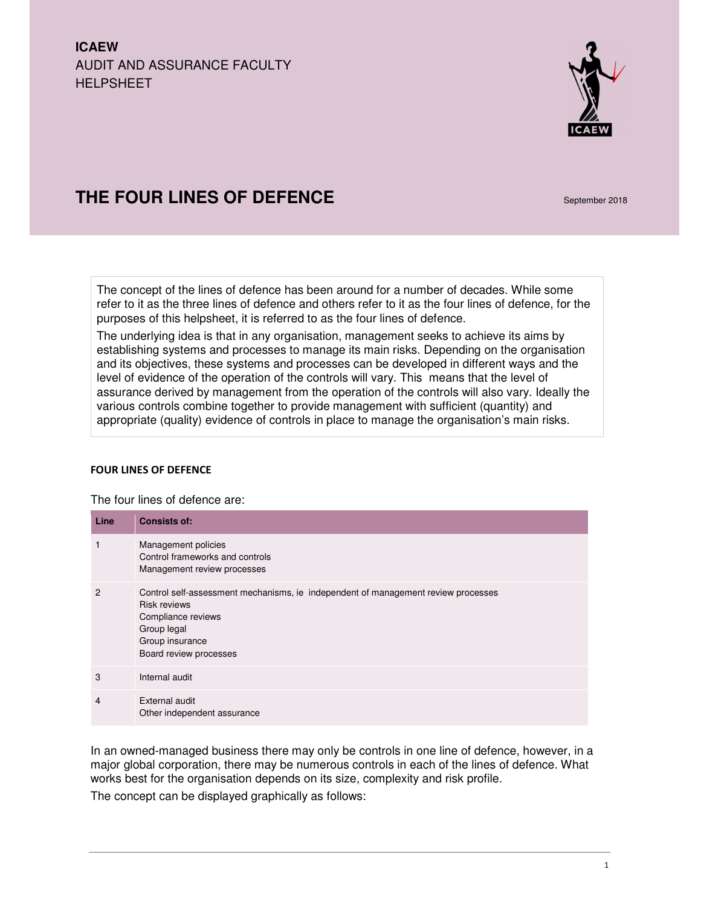ICAEW
AUDIT AND ASSURANCE FACULTY
HELPSHEET

# THE FOUR LINES OF DEFENCE

September 2018

The concept of the lines of defence has been around for a number of decades. While some refer to it as the three lines of defence and others refer to it as the four lines of defence, for the purposes of this helpsheet, it is referred to as the four lines of defence.

The underlying idea is that in any organisation, management seeks to achieve its aims by establishing systems and processes to manage its main risks. Depending on the organisation and its objectives, these systems and processes can be developed in different ways and the level of evidence of the operation of the controls will vary. This means that the level of assurance derived by management from the operation of the controls will also vary. Ideally the various controls combine together to provide management with sufficient (quantity) and appropriate (quality) evidence of controls in place to manage the organisation's main risks.

## FOUR LINES OF DEFENCE

The four lines of defence are:

| Line | Consists of: |
|---|---|
| 1 | Management policies<br>Control frameworks and controls<br>Management review processes |
| 2 | Control self-assessment mechanisms, ie independent of management review processes<br>Risk reviews<br>Compliance reviews<br>Group legal<br>Group insurance<br>Board review processes |
| 3 | Internal audit |
| 4 | External audit<br>Other independent assurance |

In an owned-managed business there may only be controls in one line of defence, however, in a major global corporation, there may be numerous controls in each of the lines of defence. What works best for the organisation depends on its size, complexity and risk profile.

The concept can be displayed graphically as follows: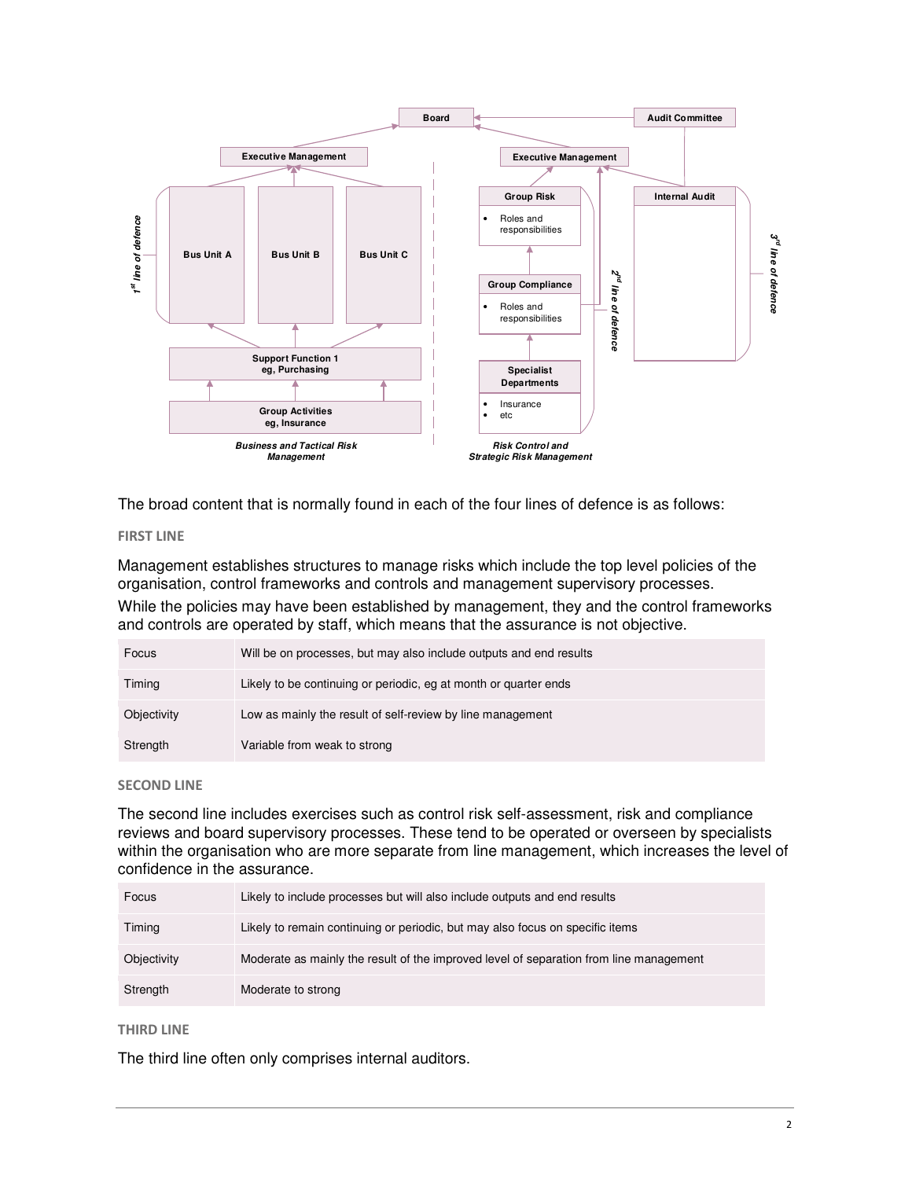The broad content that is normally found in each of the four lines of defence is as follows:

### FIRST LINE

Management establishes structures to manage risks which include the top level policies of the organisation, control frameworks and controls and management supervisory processes.

While the policies may have been established by management, they and the control frameworks and controls are operated by staff, which means that the assurance is not objective.

| | |
|---|---|
| Focus | Will be on processes, but may also include outputs and end results |
| Timing | Likely to be continuing or periodic, eg at month or quarter ends |
| Objectivity | Low as mainly the result of self-review by line management |
| Strength | Variable from weak to strong |

### SECOND LINE

The second line includes exercises such as control risk self-assessment, risk and compliance reviews and board supervisory processes. These tend to be operated or overseen by specialists within the organisation who are more separate from line management, which increases the level of confidence in the assurance.

| | |
|---|---|
| Focus | Likely to include processes but will also include outputs and end results |
| Timing | Likely to remain continuing or periodic, but may also focus on specific items |
| Objectivity | Moderate as mainly the result of the improved level of separation from line management |
| Strength | Moderate to strong |

### THIRD LINE

The third line often only comprises internal auditors.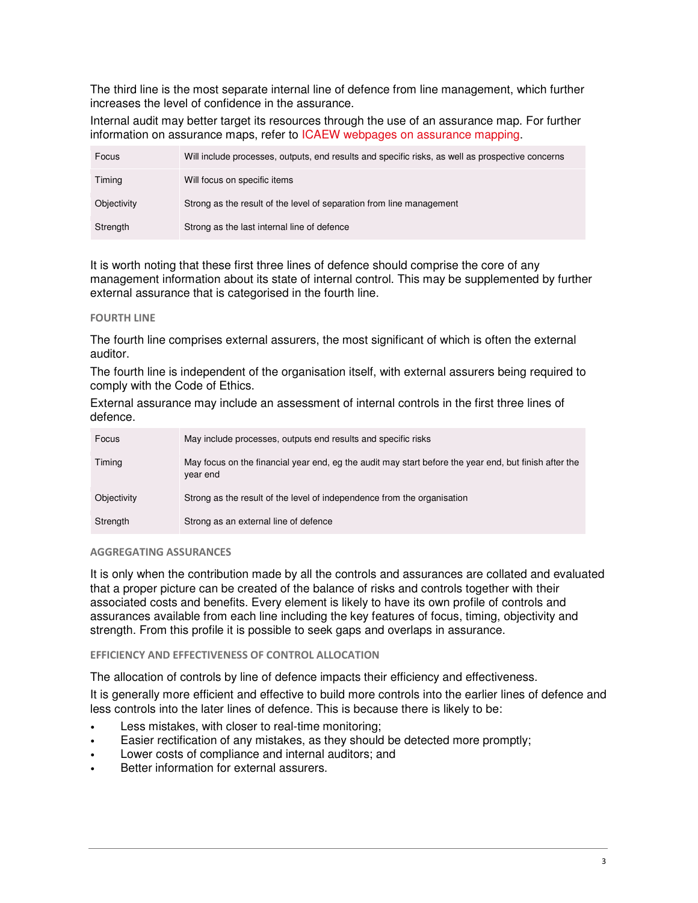The third line is the most separate internal line of defence from line management, which further increases the level of confidence in the assurance.

Internal audit may better target its resources through the use of an assurance map. For further information on assurance maps, refer to ICAEW webpages on assurance mapping.

| | |
|---|---|
| Focus | Will include processes, outputs, end results and specific risks, as well as prospective concerns |
| Timing | Will focus on specific items |
| Objectivity | Strong as the result of the level of separation from line management |
| Strength | Strong as the last internal line of defence |

It is worth noting that these first three lines of defence should comprise the core of any management information about its state of internal control. This may be supplemented by further external assurance that is categorised in the fourth line.

### FOURTH LINE

The fourth line comprises external assurers, the most significant of which is often the external auditor.

The fourth line is independent of the organisation itself, with external assurers being required to comply with the Code of Ethics.

External assurance may include an assessment of internal controls in the first three lines of defence.

| | |
|---|---|
| Focus | May include processes, outputs end results and specific risks |
| Timing | May focus on the financial year end, eg the audit may start before the year end, but finish after the year end |
| Objectivity | Strong as the result of the level of independence from the organisation |
| Strength | Strong as an external line of defence |

### AGGREGATING ASSURANCES

It is only when the contribution made by all the controls and assurances are collated and evaluated that a proper picture can be created of the balance of risks and controls together with their associated costs and benefits. Every element is likely to have its own profile of controls and assurances available from each line including the key features of focus, timing, objectivity and strength. From this profile it is possible to seek gaps and overlaps in assurance.

### EFFICIENCY AND EFFECTIVENESS OF CONTROL ALLOCATION

The allocation of controls by line of defence impacts their efficiency and effectiveness.

It is generally more efficient and effective to build more controls into the earlier lines of defence and less controls into the later lines of defence. This is because there is likely to be:

- Less mistakes, with closer to real-time monitoring;
- Easier rectification of any mistakes, as they should be detected more promptly;
- Lower costs of compliance and internal auditors; and
- Better information for external assurers.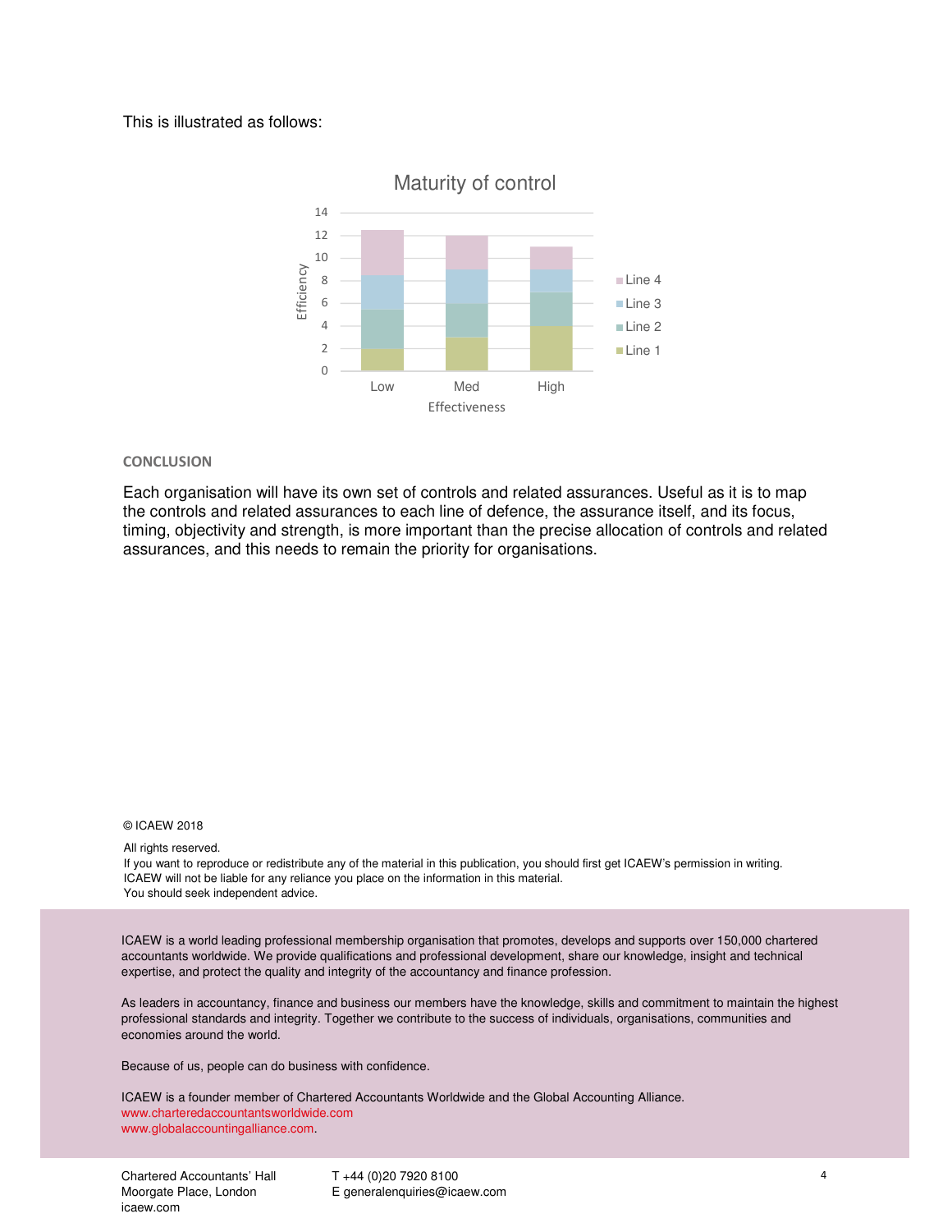This is illustrated as follows:

Maturity of control

14
12
10
8
6
4
2
0

Efficiency

Low
Med
High

Effectiveness

Line 4
Line 3
Line 2
Line 1

## CONCLUSION

Each organisation will have its own set of controls and related assurances. Useful as it is to map the controls and related assurances to each line of defence, the assurance itself, and its focus, timing, objectivity and strength, is more important than the precise allocation of controls and related assurances, and this needs to remain the priority for organisations.

© ICAEW 2018

All rights reserved.
If you want to reproduce or redistribute any of the material in this publication, you should first get ICAEW's permission in writing.
ICAEW will not be liable for any reliance you place on the information in this material.
You should seek independent advice.

ICAEW is a world leading professional membership organisation that promotes, develops and supports over 150,000 chartered accountants worldwide. We provide qualifications and professional development, share our knowledge, insight and technical expertise, and protect the quality and integrity of the accountancy and finance profession.

As leaders in accountancy, finance and business our members have the knowledge, skills and commitment to maintain the highest professional standards and integrity. Together we contribute to the success of individuals, organisations, communities and economies around the world.

Because of us, people can do business with confidence.

ICAEW is a founder member of Chartered Accountants Worldwide and the Global Accounting Alliance.
www.charteredaccountantsworldwide.com
www.globalaccountingalliance.com.

Chartered Accountants' Hall
Moorgate Place, London
icaew.com

T +44 (0)20 7920 8100
E generalenquiries@icaew.com